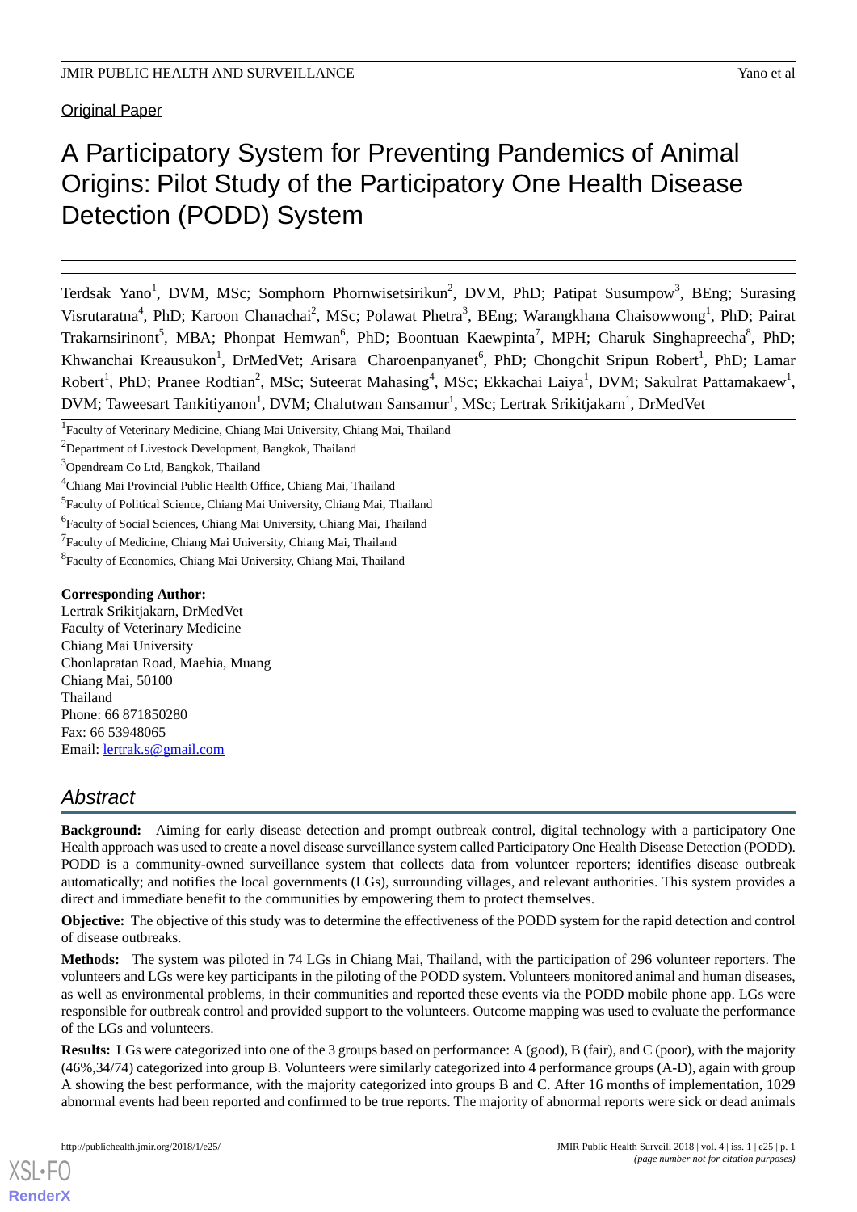Original Paper

# A Participatory System for Preventing Pandemics of Animal Origins: Pilot Study of the Participatory One Health Disease Detection (PODD) System

Terdsak Yano[1], DVM, MSc; Somphorn Phornwisetsirikun[2], DVM, PhD; Patipat Susumpow[3], BEng; Surasing Visrutaratna[4], PhD; Karoon Chanachai[2], MSc; Polawat Phetra[3], BEng; Warangkhana Chaisowwong[1], PhD; Pairat Trakarnsirinont[5], MBA; Phonpat Hemwan[6], PhD; Boontuan Kaewpinta[7], MPH; Charuk Singhapreecha[8], PhD; Khwanchai Kreausukon[1], DrMedVet; Arisara Charoenpanyanet[6], PhD; Chongchit Sripun Robert[1], PhD; Lamar Robert[1], PhD; Pranee Rodtian[2], MSc; Suteerat Mahasing[4], MSc; Ekkachai Laiya[1], DVM; Sakulrat Pattamakaew[1], DVM; Taweesart Tankitiyanon[1], DVM; Chalutwan Sansamur[1], MSc; Lertrak Srikitjakarn[1], DrMedVet

[1]Faculty of Veterinary Medicine, Chiang Mai University, Chiang Mai, Thailand

[2]Department of Livestock Development, Bangkok, Thailand

[3]Opendream Co Ltd, Bangkok, Thailand

[4]Chiang Mai Provincial Public Health Office, Chiang Mai, Thailand

[5]Faculty of Political Science, Chiang Mai University, Chiang Mai, Thailand

[6]Faculty of Social Sciences, Chiang Mai University, Chiang Mai, Thailand

[7]Faculty of Medicine, Chiang Mai University, Chiang Mai, Thailand

[8]Faculty of Economics, Chiang Mai University, Chiang Mai, Thailand

**Corresponding Author:**
Lertrak Srikitjakarn, DrMedVet
Faculty of Veterinary Medicine
Chiang Mai University
Chonlapratan Road, Maehia, Muang
Chiang Mai, 50100
Thailand
Phone: 66 871850280
Fax: 66 53948065
Email: lertrak.s@gmail.com

## Abstract

**Background:** Aiming for early disease detection and prompt outbreak control, digital technology with a participatory One Health approach was used to create a novel disease surveillance system called Participatory One Health Disease Detection (PODD). PODD is a community-owned surveillance system that collects data from volunteer reporters; identifies disease outbreak automatically; and notifies the local governments (LGs), surrounding villages, and relevant authorities. This system provides a direct and immediate benefit to the communities by empowering them to protect themselves.

**Objective:** The objective of this study was to determine the effectiveness of the PODD system for the rapid detection and control of disease outbreaks.

**Methods:** The system was piloted in 74 LGs in Chiang Mai, Thailand, with the participation of 296 volunteer reporters. The volunteers and LGs were key participants in the piloting of the PODD system. Volunteers monitored animal and human diseases, as well as environmental problems, in their communities and reported these events via the PODD mobile phone app. LGs were responsible for outbreak control and provided support to the volunteers. Outcome mapping was used to evaluate the performance of the LGs and volunteers.

**Results:** LGs were categorized into one of the 3 groups based on performance: A (good), B (fair), and C (poor), with the majority (46%,34/74) categorized into group B. Volunteers were similarly categorized into 4 performance groups (A-D), again with group A showing the best performance, with the majority categorized into groups B and C. After 16 months of implementation, 1029 abnormal events had been reported and confirmed to be true reports. The majority of abnormal reports were sick or dead animals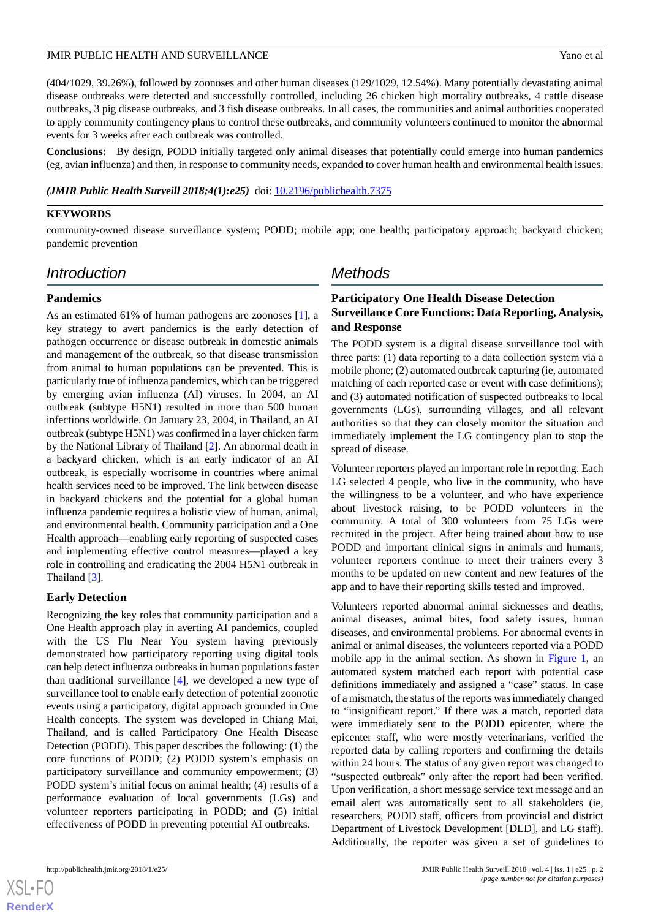(404/1029, 39.26%), followed by zoonoses and other human diseases (129/1029, 12.54%). Many potentially devastating animal disease outbreaks were detected and successfully controlled, including 26 chicken high mortality outbreaks, 4 cattle disease outbreaks, 3 pig disease outbreaks, and 3 fish disease outbreaks. In all cases, the communities and animal authorities cooperated to apply community contingency plans to control these outbreaks, and community volunteers continued to monitor the abnormal events for 3 weeks after each outbreak was controlled.

**Conclusions:** By design, PODD initially targeted only animal diseases that potentially could emerge into human pandemics (eg, avian influenza) and then, in response to community needs, expanded to cover human health and environmental health issues.

***(JMIR Public Health Surveill 2018;4(1):e25)*** doi: 10.2196/publichealth.7375

**KEYWORDS**

community-owned disease surveillance system; PODD; mobile app; one health; participatory approach; backyard chicken; pandemic prevention

## Introduction

### Pandemics

As an estimated 61% of human pathogens are zoonoses [1], a key strategy to avert pandemics is the early detection of pathogen occurrence or disease outbreak in domestic animals and management of the outbreak, so that disease transmission from animal to human populations can be prevented. This is particularly true of influenza pandemics, which can be triggered by emerging avian influenza (AI) viruses. In 2004, an AI outbreak (subtype H5N1) resulted in more than 500 human infections worldwide. On January 23, 2004, in Thailand, an AI outbreak (subtype H5N1) was confirmed in a layer chicken farm by the National Library of Thailand [2]. An abnormal death in a backyard chicken, which is an early indicator of an AI outbreak, is especially worrisome in countries where animal health services need to be improved. The link between disease in backyard chickens and the potential for a global human influenza pandemic requires a holistic view of human, animal, and environmental health. Community participation and a One Health approach—enabling early reporting of suspected cases and implementing effective control measures—played a key role in controlling and eradicating the 2004 H5N1 outbreak in Thailand [3].

### Early Detection

Recognizing the key roles that community participation and a One Health approach play in averting AI pandemics, coupled with the US Flu Near You system having previously demonstrated how participatory reporting using digital tools can help detect influenza outbreaks in human populations faster than traditional surveillance [4], we developed a new type of surveillance tool to enable early detection of potential zoonotic events using a participatory, digital approach grounded in One Health concepts. The system was developed in Chiang Mai, Thailand, and is called Participatory One Health Disease Detection (PODD). This paper describes the following: (1) the core functions of PODD; (2) PODD system's emphasis on participatory surveillance and community empowerment; (3) PODD system's initial focus on animal health; (4) results of a performance evaluation of local governments (LGs) and volunteer reporters participating in PODD; and (5) initial effectiveness of PODD in preventing potential AI outbreaks.

## Methods

### Participatory One Health Disease Detection Surveillance Core Functions: Data Reporting, Analysis, and Response

The PODD system is a digital disease surveillance tool with three parts: (1) data reporting to a data collection system via a mobile phone; (2) automated outbreak capturing (ie, automated matching of each reported case or event with case definitions); and (3) automated notification of suspected outbreaks to local governments (LGs), surrounding villages, and all relevant authorities so that they can closely monitor the situation and immediately implement the LG contingency plan to stop the spread of disease.

Volunteer reporters played an important role in reporting. Each LG selected 4 people, who live in the community, who have the willingness to be a volunteer, and who have experience about livestock raising, to be PODD volunteers in the community. A total of 300 volunteers from 75 LGs were recruited in the project. After being trained about how to use PODD and important clinical signs in animals and humans, volunteer reporters continue to meet their trainers every 3 months to be updated on new content and new features of the app and to have their reporting skills tested and improved.

Volunteers reported abnormal animal sicknesses and deaths, animal diseases, animal bites, food safety issues, human diseases, and environmental problems. For abnormal events in animal or animal diseases, the volunteers reported via a PODD mobile app in the animal section. As shown in Figure 1, an automated system matched each report with potential case definitions immediately and assigned a "case" status. In case of a mismatch, the status of the reports was immediately changed to "insignificant report." If there was a match, reported data were immediately sent to the PODD epicenter, where the epicenter staff, who were mostly veterinarians, verified the reported data by calling reporters and confirming the details within 24 hours. The status of any given report was changed to "suspected outbreak" only after the report had been verified. Upon verification, a short message service text message and an email alert was automatically sent to all stakeholders (ie, researchers, PODD staff, officers from provincial and district Department of Livestock Development [DLD], and LG staff). Additionally, the reporter was given a set of guidelines to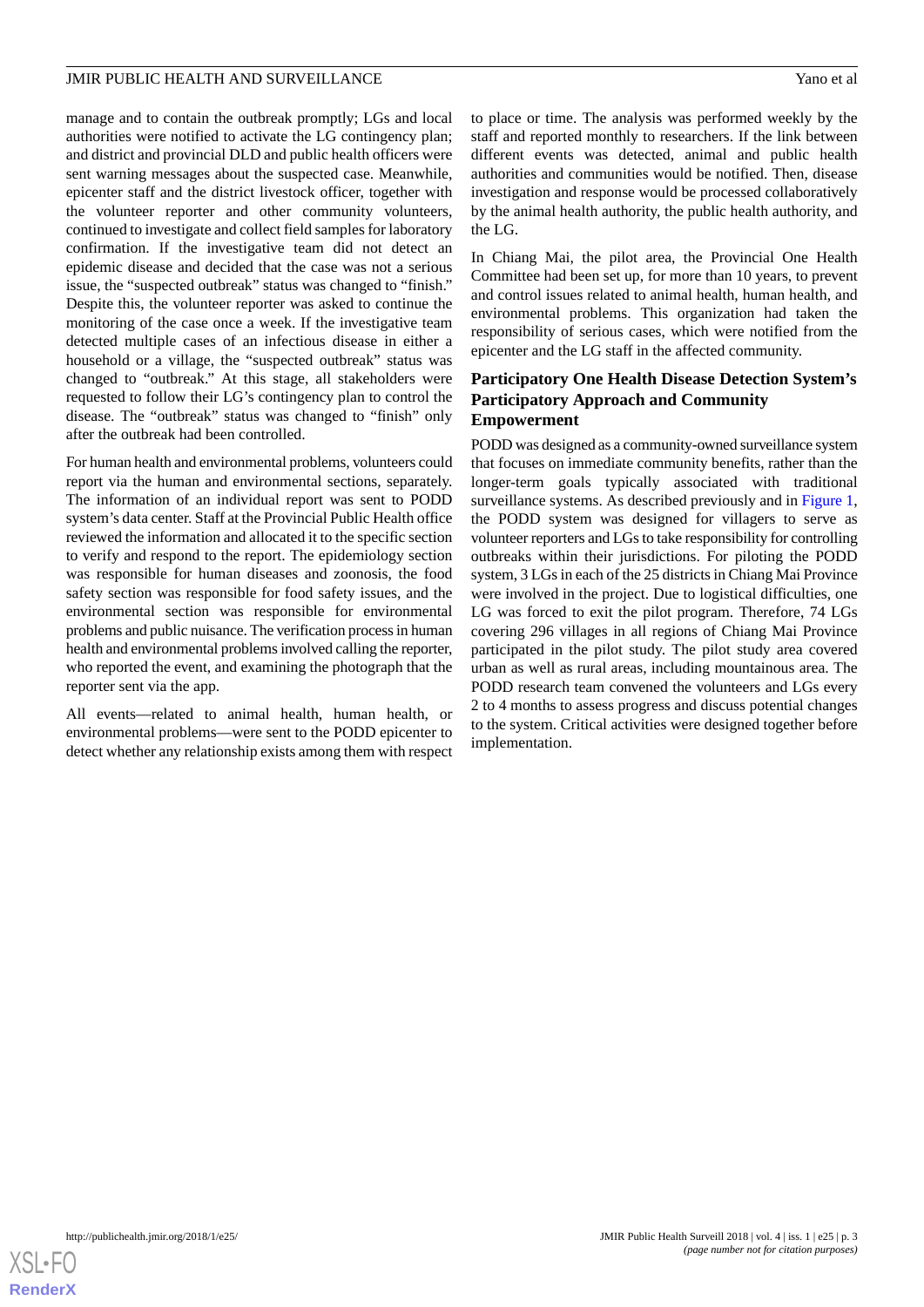manage and to contain the outbreak promptly; LGs and local authorities were notified to activate the LG contingency plan; and district and provincial DLD and public health officers were sent warning messages about the suspected case. Meanwhile, epicenter staff and the district livestock officer, together with the volunteer reporter and other community volunteers, continued to investigate and collect field samples for laboratory confirmation. If the investigative team did not detect an epidemic disease and decided that the case was not a serious issue, the "suspected outbreak" status was changed to "finish." Despite this, the volunteer reporter was asked to continue the monitoring of the case once a week. If the investigative team detected multiple cases of an infectious disease in either a household or a village, the "suspected outbreak" status was changed to "outbreak." At this stage, all stakeholders were requested to follow their LG's contingency plan to control the disease. The "outbreak" status was changed to "finish" only after the outbreak had been controlled.

For human health and environmental problems, volunteers could report via the human and environmental sections, separately. The information of an individual report was sent to PODD system's data center. Staff at the Provincial Public Health office reviewed the information and allocated it to the specific section to verify and respond to the report. The epidemiology section was responsible for human diseases and zoonosis, the food safety section was responsible for food safety issues, and the environmental section was responsible for environmental problems and public nuisance. The verification process in human health and environmental problems involved calling the reporter, who reported the event, and examining the photograph that the reporter sent via the app.

All events—related to animal health, human health, or environmental problems—were sent to the PODD epicenter to detect whether any relationship exists among them with respect to place or time. The analysis was performed weekly by the staff and reported monthly to researchers. If the link between different events was detected, animal and public health authorities and communities would be notified. Then, disease investigation and response would be processed collaboratively by the animal health authority, the public health authority, and the LG.

In Chiang Mai, the pilot area, the Provincial One Health Committee had been set up, for more than 10 years, to prevent and control issues related to animal health, human health, and environmental problems. This organization had taken the responsibility of serious cases, which were notified from the epicenter and the LG staff in the affected community.

### Participatory One Health Disease Detection System's Participatory Approach and Community Empowerment

PODD was designed as a community-owned surveillance system that focuses on immediate community benefits, rather than the longer-term goals typically associated with traditional surveillance systems. As described previously and in Figure 1, the PODD system was designed for villagers to serve as volunteer reporters and LGs to take responsibility for controlling outbreaks within their jurisdictions. For piloting the PODD system, 3 LGs in each of the 25 districts in Chiang Mai Province were involved in the project. Due to logistical difficulties, one LG was forced to exit the pilot program. Therefore, 74 LGs covering 296 villages in all regions of Chiang Mai Province participated in the pilot study. The pilot study area covered urban as well as rural areas, including mountainous area. The PODD research team convened the volunteers and LGs every 2 to 4 months to assess progress and discuss potential changes to the system. Critical activities were designed together before implementation.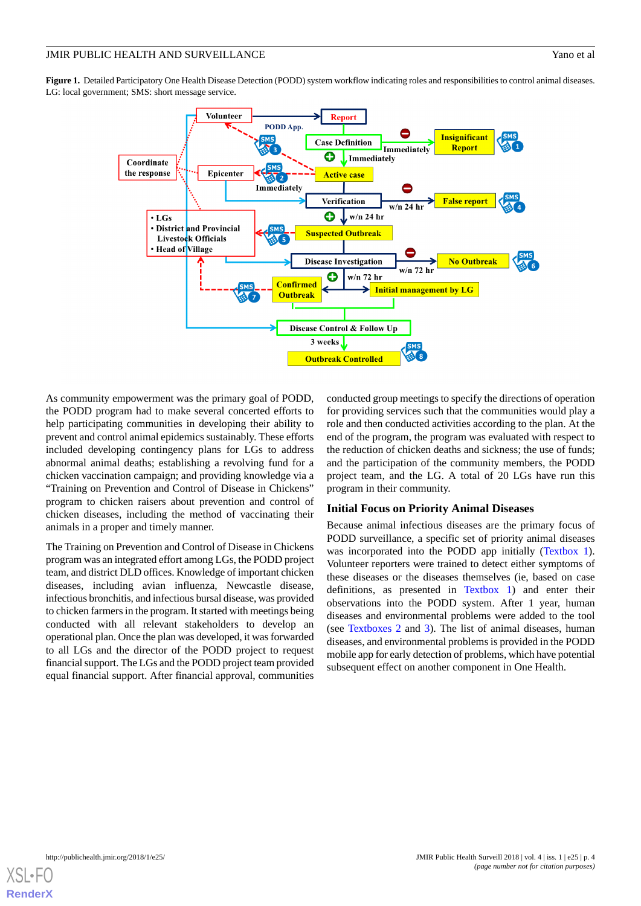**Figure 1.** Detailed Participatory One Health Disease Detection (PODD) system workflow indicating roles and responsibilities to control animal diseases. LG: local government; SMS: short message service.

As community empowerment was the primary goal of PODD, the PODD program had to make several concerted efforts to help participating communities in developing their ability to prevent and control animal epidemics sustainably. These efforts included developing contingency plans for LGs to address abnormal animal deaths; establishing a revolving fund for a chicken vaccination campaign; and providing knowledge via a "Training on Prevention and Control of Disease in Chickens" program to chicken raisers about prevention and control of chicken diseases, including the method of vaccinating their animals in a proper and timely manner.

The Training on Prevention and Control of Disease in Chickens program was an integrated effort among LGs, the PODD project team, and district DLD offices. Knowledge of important chicken diseases, including avian influenza, Newcastle disease, infectious bronchitis, and infectious bursal disease, was provided to chicken farmers in the program. It started with meetings being conducted with all relevant stakeholders to develop an operational plan. Once the plan was developed, it was forwarded to all LGs and the director of the PODD project to request financial support. The LGs and the PODD project team provided equal financial support. After financial approval, communities conducted group meetings to specify the directions of operation for providing services such that the communities would play a role and then conducted activities according to the plan. At the end of the program, the program was evaluated with respect to the reduction of chicken deaths and sickness; the use of funds; and the participation of the community members, the PODD project team, and the LG. A total of 20 LGs have run this program in their community.

## Initial Focus on Priority Animal Diseases

Because animal infectious diseases are the primary focus of PODD surveillance, a specific set of priority animal diseases was incorporated into the PODD app initially (Textbox 1). Volunteer reporters were trained to detect either symptoms of these diseases or the diseases themselves (ie, based on case definitions, as presented in Textbox 1) and enter their observations into the PODD system. After 1 year, human diseases and environmental problems were added to the tool (see Textboxes 2 and 3). The list of animal diseases, human diseases, and environmental problems is provided in the PODD mobile app for early detection of problems, which have potential subsequent effect on another component in One Health.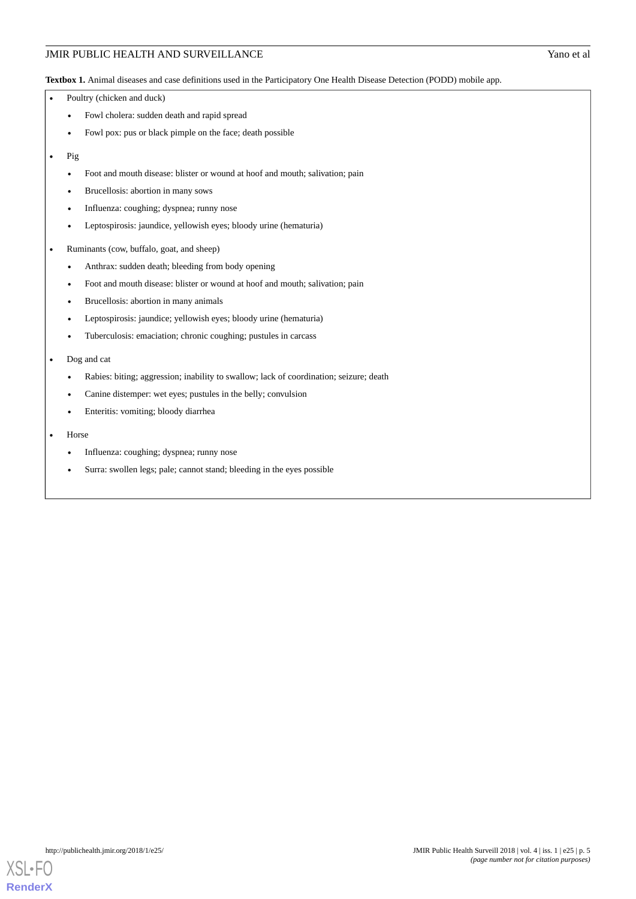**Textbox 1.** Animal diseases and case definitions used in the Participatory One Health Disease Detection (PODD) mobile app.

- Poultry (chicken and duck)
  - Fowl cholera: sudden death and rapid spread
  - Fowl pox: pus or black pimple on the face; death possible
- Pig
  - Foot and mouth disease: blister or wound at hoof and mouth; salivation; pain
  - Brucellosis: abortion in many sows
  - Influenza: coughing; dyspnea; runny nose
  - Leptospirosis: jaundice, yellowish eyes; bloody urine (hematuria)
- Ruminants (cow, buffalo, goat, and sheep)
  - Anthrax: sudden death; bleeding from body opening
  - Foot and mouth disease: blister or wound at hoof and mouth; salivation; pain
  - Brucellosis: abortion in many animals
  - Leptospirosis: jaundice; yellowish eyes; bloody urine (hematuria)
  - Tuberculosis: emaciation; chronic coughing; pustules in carcass
- Dog and cat
  - Rabies: biting; aggression; inability to swallow; lack of coordination; seizure; death
  - Canine distemper: wet eyes; pustules in the belly; convulsion
  - Enteritis: vomiting; bloody diarrhea
- Horse
  - Influenza: coughing; dyspnea; runny nose
  - Surra: swollen legs; pale; cannot stand; bleeding in the eyes possible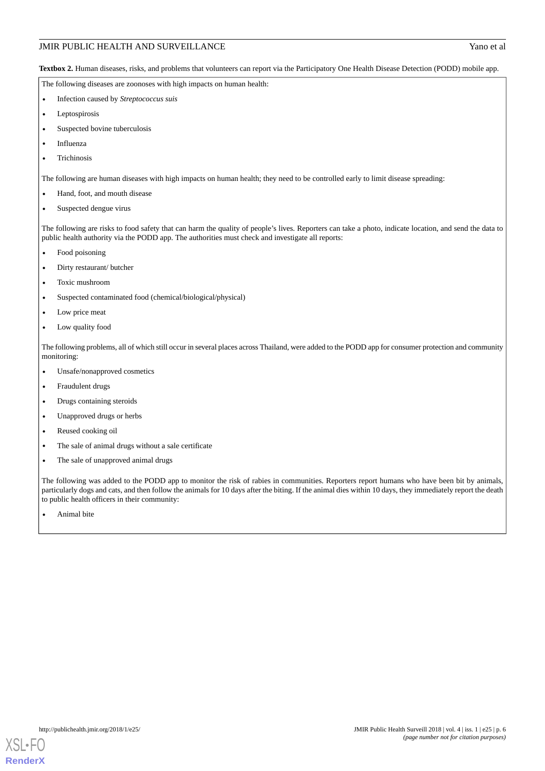**Textbox 2.** Human diseases, risks, and problems that volunteers can report via the Participatory One Health Disease Detection (PODD) mobile app.

The following diseases are zoonoses with high impacts on human health:

- Infection caused by *Streptococcus suis*
- Leptospirosis
- Suspected bovine tuberculosis
- Influenza
- Trichinosis

The following are human diseases with high impacts on human health; they need to be controlled early to limit disease spreading:

- Hand, foot, and mouth disease
- Suspected dengue virus

The following are risks to food safety that can harm the quality of people's lives. Reporters can take a photo, indicate location, and send the data to public health authority via the PODD app. The authorities must check and investigate all reports:

- Food poisoning
- Dirty restaurant/ butcher
- Toxic mushroom
- Suspected contaminated food (chemical/biological/physical)
- Low price meat
- Low quality food

The following problems, all of which still occur in several places across Thailand, were added to the PODD app for consumer protection and community monitoring:

- Unsafe/nonapproved cosmetics
- Fraudulent drugs
- Drugs containing steroids
- Unapproved drugs or herbs
- Reused cooking oil
- The sale of animal drugs without a sale certificate
- The sale of unapproved animal drugs

The following was added to the PODD app to monitor the risk of rabies in communities. Reporters report humans who have been bit by animals, particularly dogs and cats, and then follow the animals for 10 days after the biting. If the animal dies within 10 days, they immediately report the death to public health officers in their community:

- Animal bite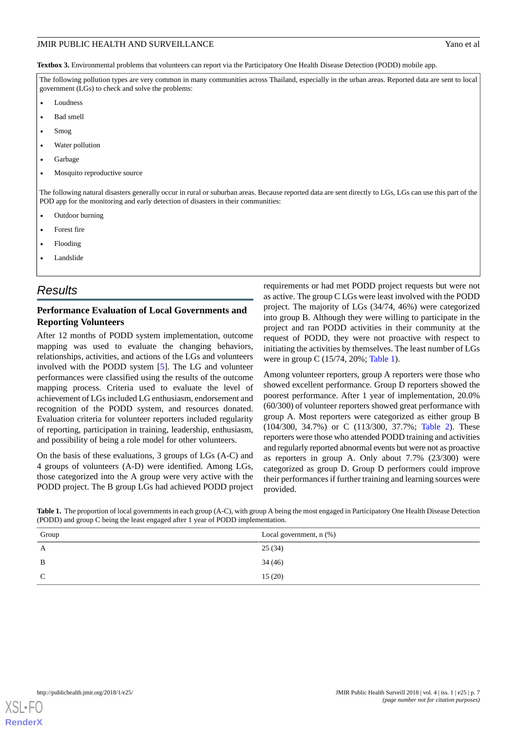**Textbox 3.** Environmental problems that volunteers can report via the Participatory One Health Disease Detection (PODD) mobile app.

The following pollution types are very common in many communities across Thailand, especially in the urban areas. Reported data are sent to local government (LGs) to check and solve the problems:

- Loudness
- Bad smell
- Smog
- Water pollution
- Garbage
- Mosquito reproductive source

The following natural disasters generally occur in rural or suburban areas. Because reported data are sent directly to LGs, LGs can use this part of the POD app for the monitoring and early detection of disasters in their communities:

- Outdoor burning
- Forest fire
- Flooding
- Landslide

## Results

### Performance Evaluation of Local Governments and Reporting Volunteers

After 12 months of PODD system implementation, outcome mapping was used to evaluate the changing behaviors, relationships, activities, and actions of the LGs and volunteers involved with the PODD system [5]. The LG and volunteer performances were classified using the results of the outcome mapping process. Criteria used to evaluate the level of achievement of LGs included LG enthusiasm, endorsement and recognition of the PODD system, and resources donated. Evaluation criteria for volunteer reporters included regularity of reporting, participation in training, leadership, enthusiasm, and possibility of being a role model for other volunteers.

On the basis of these evaluations, 3 groups of LGs (A-C) and 4 groups of volunteers (A-D) were identified. Among LGs, those categorized into the A group were very active with the PODD project. The B group LGs had achieved PODD project requirements or had met PODD project requests but were not as active. The group C LGs were least involved with the PODD project. The majority of LGs (34/74, 46%) were categorized into group B. Although they were willing to participate in the project and ran PODD activities in their community at the request of PODD, they were not proactive with respect to initiating the activities by themselves. The least number of LGs were in group C (15/74, 20%; Table 1).

Among volunteer reporters, group A reporters were those who showed excellent performance. Group D reporters showed the poorest performance. After 1 year of implementation, 20.0% (60/300) of volunteer reporters showed great performance with group A. Most reporters were categorized as either group B (104/300, 34.7%) or C (113/300, 37.7%; Table 2). These reporters were those who attended PODD training and activities and regularly reported abnormal events but were not as proactive as reporters in group A. Only about 7.7% (23/300) were categorized as group D. Group D performers could improve their performances if further training and learning sources were provided.

**Table 1.** The proportion of local governments in each group (A-C), with group A being the most engaged in Participatory One Health Disease Detection (PODD) and group C being the least engaged after 1 year of PODD implementation.

| Group | Local government, n (%) |
|---|---|
| A | 25 (34) |
| B | 34 (46) |
| C | 15 (20) |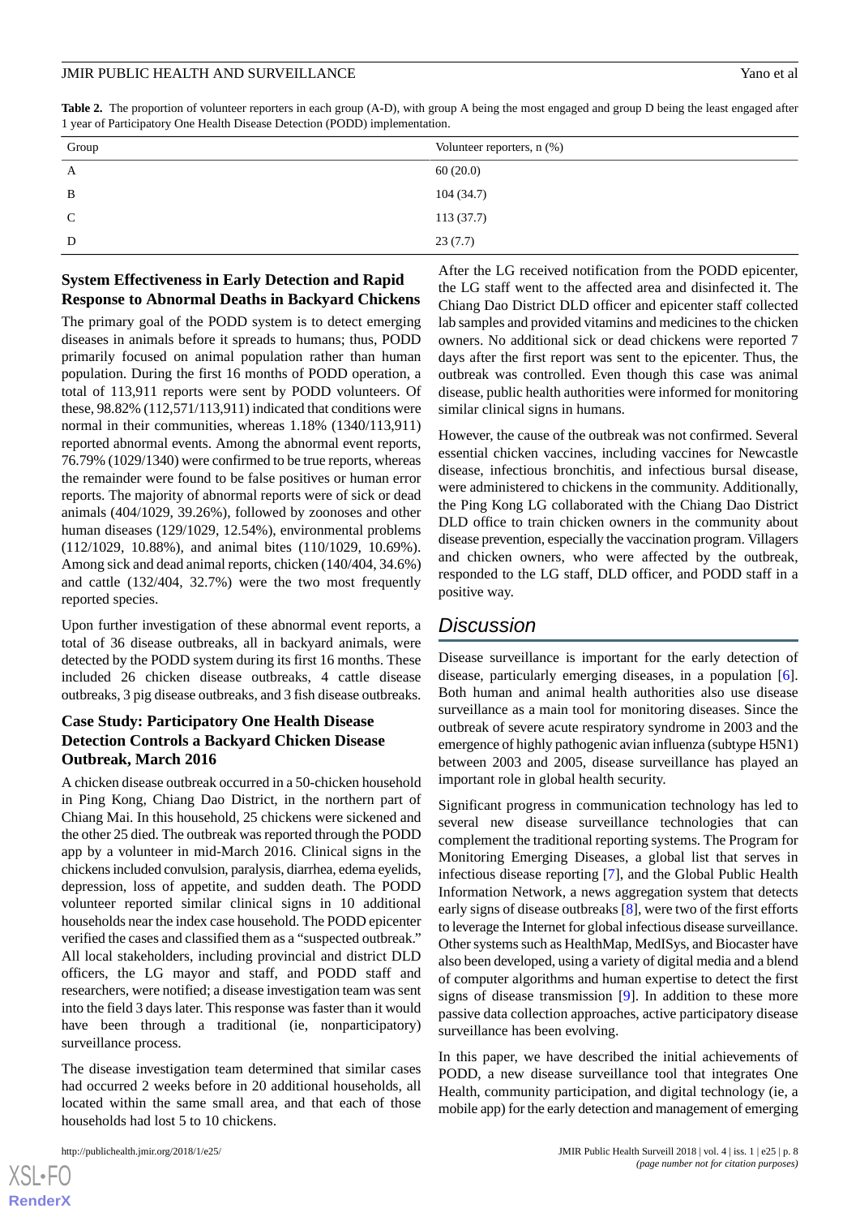**Table 2.** The proportion of volunteer reporters in each group (A-D), with group A being the most engaged and group D being the least engaged after 1 year of Participatory One Health Disease Detection (PODD) implementation.

| Group | Volunteer reporters, n (%) |
| --- | --- |
| A | 60 (20.0) |
| B | 104 (34.7) |
| C | 113 (37.7) |
| D | 23 (7.7) |

### System Effectiveness in Early Detection and Rapid Response to Abnormal Deaths in Backyard Chickens

The primary goal of the PODD system is to detect emerging diseases in animals before it spreads to humans; thus, PODD primarily focused on animal population rather than human population. During the first 16 months of PODD operation, a total of 113,911 reports were sent by PODD volunteers. Of these, 98.82% (112,571/113,911) indicated that conditions were normal in their communities, whereas 1.18% (1340/113,911) reported abnormal events. Among the abnormal event reports, 76.79% (1029/1340) were confirmed to be true reports, whereas the remainder were found to be false positives or human error reports. The majority of abnormal reports were of sick or dead animals (404/1029, 39.26%), followed by zoonoses and other human diseases (129/1029, 12.54%), environmental problems (112/1029, 10.88%), and animal bites (110/1029, 10.69%). Among sick and dead animal reports, chicken (140/404, 34.6%) and cattle (132/404, 32.7%) were the two most frequently reported species.

Upon further investigation of these abnormal event reports, a total of 36 disease outbreaks, all in backyard animals, were detected by the PODD system during its first 16 months. These included 26 chicken disease outbreaks, 4 cattle disease outbreaks, 3 pig disease outbreaks, and 3 fish disease outbreaks.

### Case Study: Participatory One Health Disease Detection Controls a Backyard Chicken Disease Outbreak, March 2016

A chicken disease outbreak occurred in a 50-chicken household in Ping Kong, Chiang Dao District, in the northern part of Chiang Mai. In this household, 25 chickens were sickened and the other 25 died. The outbreak was reported through the PODD app by a volunteer in mid-March 2016. Clinical signs in the chickens included convulsion, paralysis, diarrhea, edema eyelids, depression, loss of appetite, and sudden death. The PODD volunteer reported similar clinical signs in 10 additional households near the index case household. The PODD epicenter verified the cases and classified them as a "suspected outbreak." All local stakeholders, including provincial and district DLD officers, the LG mayor and staff, and PODD staff and researchers, were notified; a disease investigation team was sent into the field 3 days later. This response was faster than it would have been through a traditional (ie, nonparticipatory) surveillance process.

The disease investigation team determined that similar cases had occurred 2 weeks before in 20 additional households, all located within the same small area, and that each of those households had lost 5 to 10 chickens.

After the LG received notification from the PODD epicenter, the LG staff went to the affected area and disinfected it. The Chiang Dao District DLD officer and epicenter staff collected lab samples and provided vitamins and medicines to the chicken owners. No additional sick or dead chickens were reported 7 days after the first report was sent to the epicenter. Thus, the outbreak was controlled. Even though this case was animal disease, public health authorities were informed for monitoring similar clinical signs in humans.

However, the cause of the outbreak was not confirmed. Several essential chicken vaccines, including vaccines for Newcastle disease, infectious bronchitis, and infectious bursal disease, were administered to chickens in the community. Additionally, the Ping Kong LG collaborated with the Chiang Dao District DLD office to train chicken owners in the community about disease prevention, especially the vaccination program. Villagers and chicken owners, who were affected by the outbreak, responded to the LG staff, DLD officer, and PODD staff in a positive way.

## Discussion

Disease surveillance is important for the early detection of disease, particularly emerging diseases, in a population [6]. Both human and animal health authorities also use disease surveillance as a main tool for monitoring diseases. Since the outbreak of severe acute respiratory syndrome in 2003 and the emergence of highly pathogenic avian influenza (subtype H5N1) between 2003 and 2005, disease surveillance has played an important role in global health security.

Significant progress in communication technology has led to several new disease surveillance technologies that can complement the traditional reporting systems. The Program for Monitoring Emerging Diseases, a global list that serves in infectious disease reporting [7], and the Global Public Health Information Network, a news aggregation system that detects early signs of disease outbreaks [8], were two of the first efforts to leverage the Internet for global infectious disease surveillance. Other systems such as HealthMap, MedISys, and Biocaster have also been developed, using a variety of digital media and a blend of computer algorithms and human expertise to detect the first signs of disease transmission [9]. In addition to these more passive data collection approaches, active participatory disease surveillance has been evolving.

In this paper, we have described the initial achievements of PODD, a new disease surveillance tool that integrates One Health, community participation, and digital technology (ie, a mobile app) for the early detection and management of emerging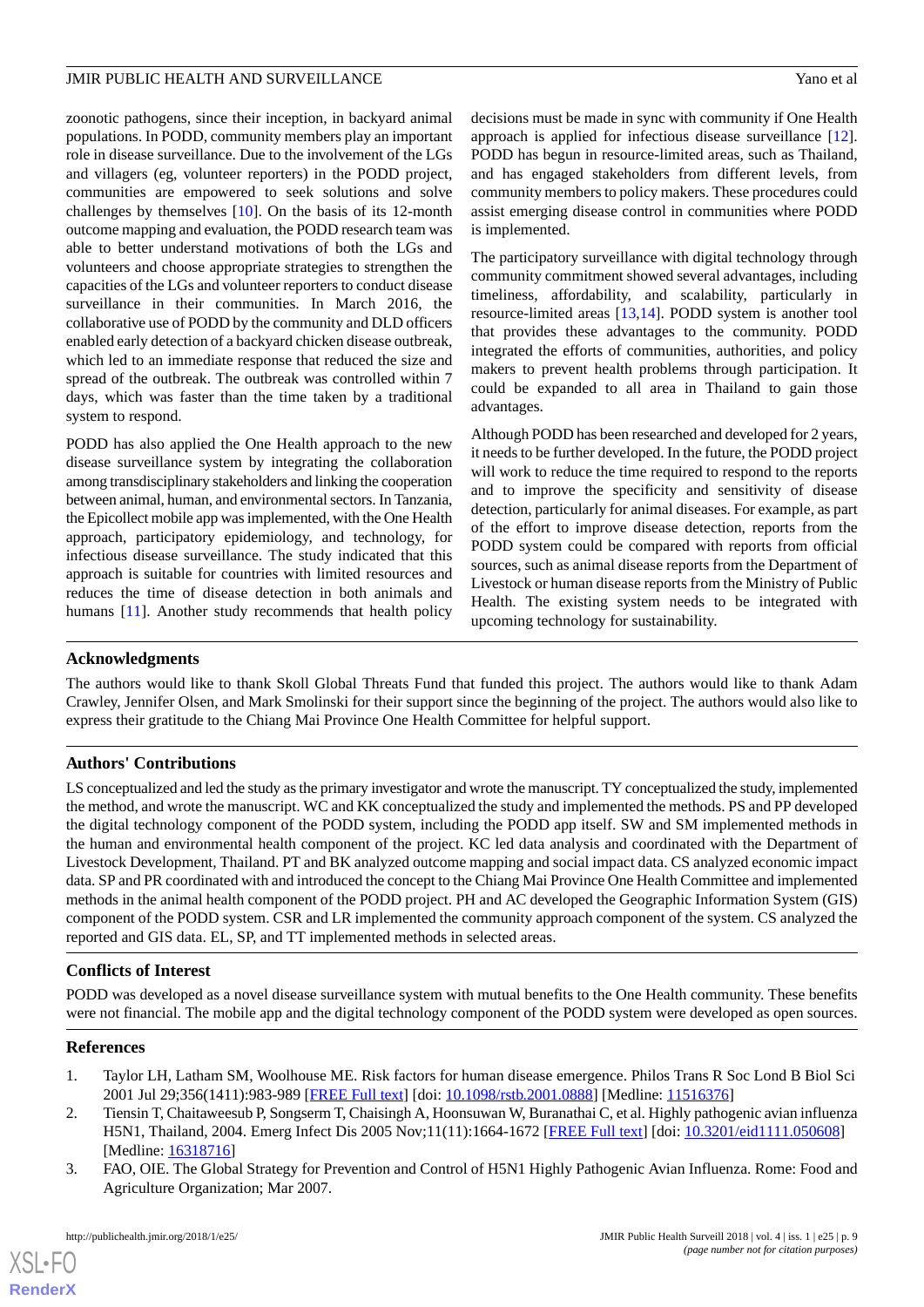zoonotic pathogens, since their inception, in backyard animal populations. In PODD, community members play an important role in disease surveillance. Due to the involvement of the LGs and villagers (eg, volunteer reporters) in the PODD project, communities are empowered to seek solutions and solve challenges by themselves [10]. On the basis of its 12-month outcome mapping and evaluation, the PODD research team was able to better understand motivations of both the LGs and volunteers and choose appropriate strategies to strengthen the capacities of the LGs and volunteer reporters to conduct disease surveillance in their communities. In March 2016, the collaborative use of PODD by the community and DLD officers enabled early detection of a backyard chicken disease outbreak, which led to an immediate response that reduced the size and spread of the outbreak. The outbreak was controlled within 7 days, which was faster than the time taken by a traditional system to respond.

PODD has also applied the One Health approach to the new disease surveillance system by integrating the collaboration among transdisciplinary stakeholders and linking the cooperation between animal, human, and environmental sectors. In Tanzania, the Epicollect mobile app was implemented, with the One Health approach, participatory epidemiology, and technology, for infectious disease surveillance. The study indicated that this approach is suitable for countries with limited resources and reduces the time of disease detection in both animals and humans [11]. Another study recommends that health policy decisions must be made in sync with community if One Health approach is applied for infectious disease surveillance [12]. PODD has begun in resource-limited areas, such as Thailand, and has engaged stakeholders from different levels, from community members to policy makers. These procedures could assist emerging disease control in communities where PODD is implemented.

The participatory surveillance with digital technology through community commitment showed several advantages, including timeliness, affordability, and scalability, particularly in resource-limited areas [13,14]. PODD system is another tool that provides these advantages to the community. PODD integrated the efforts of communities, authorities, and policy makers to prevent health problems through participation. It could be expanded to all area in Thailand to gain those advantages.

Although PODD has been researched and developed for 2 years, it needs to be further developed. In the future, the PODD project will work to reduce the time required to respond to the reports and to improve the specificity and sensitivity of disease detection, particularly for animal diseases. For example, as part of the effort to improve disease detection, reports from the PODD system could be compared with reports from official sources, such as animal disease reports from the Department of Livestock or human disease reports from the Ministry of Public Health. The existing system needs to be integrated with upcoming technology for sustainability.

## Acknowledgments

The authors would like to thank Skoll Global Threats Fund that funded this project. The authors would like to thank Adam Crawley, Jennifer Olsen, and Mark Smolinski for their support since the beginning of the project. The authors would also like to express their gratitude to the Chiang Mai Province One Health Committee for helpful support.

## Authors' Contributions

LS conceptualized and led the study as the primary investigator and wrote the manuscript. TY conceptualized the study, implemented the method, and wrote the manuscript. WC and KK conceptualized the study and implemented the methods. PS and PP developed the digital technology component of the PODD system, including the PODD app itself. SW and SM implemented methods in the human and environmental health component of the project. KC led data analysis and coordinated with the Department of Livestock Development, Thailand. PT and BK analyzed outcome mapping and social impact data. CS analyzed economic impact data. SP and PR coordinated with and introduced the concept to the Chiang Mai Province One Health Committee and implemented methods in the animal health component of the PODD project. PH and AC developed the Geographic Information System (GIS) component of the PODD system. CSR and LR implemented the community approach component of the system. CS analyzed the reported and GIS data. EL, SP, and TT implemented methods in selected areas.

## Conflicts of Interest

PODD was developed as a novel disease surveillance system with mutual benefits to the One Health community. These benefits were not financial. The mobile app and the digital technology component of the PODD system were developed as open sources.

## References

1. Taylor LH, Latham SM, Woolhouse ME. Risk factors for human disease emergence. Philos Trans R Soc Lond B Biol Sci 2001 Jul 29;356(1411):983-989 [FREE Full text] [doi: 10.1098/rstb.2001.0888] [Medline: 11516376]
2. Tiensin T, Chaitaweesub P, Songserm T, Chaisingh A, Hoonsuwan W, Buranathai C, et al. Highly pathogenic avian influenza H5N1, Thailand, 2004. Emerg Infect Dis 2005 Nov;11(11):1664-1672 [FREE Full text] [doi: 10.3201/eid1111.050608] [Medline: 16318716]
3. FAO, OIE. The Global Strategy for Prevention and Control of H5N1 Highly Pathogenic Avian Influenza. Rome: Food and Agriculture Organization; Mar 2007.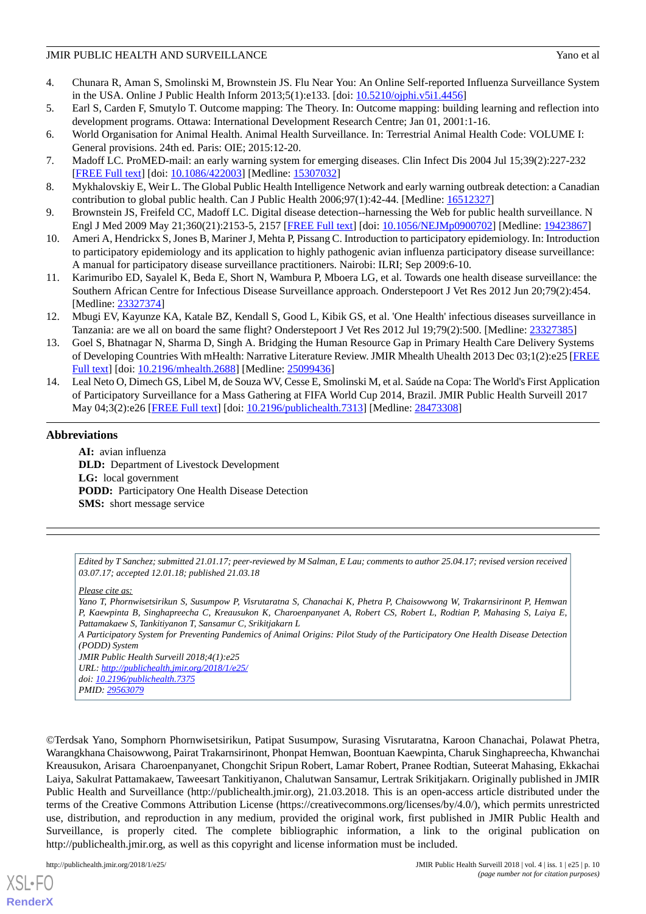4. Chunara R, Aman S, Smolinski M, Brownstein JS. Flu Near You: An Online Self-reported Influenza Surveillance System in the USA. Online J Public Health Inform 2013;5(1):e133. [doi: 10.5210/ojphi.v5i1.4456]
5. Earl S, Carden F, Smutylo T. Outcome mapping: The Theory. In: Outcome mapping: building learning and reflection into development programs. Ottawa: International Development Research Centre; Jan 01, 2001:1-16.
6. World Organisation for Animal Health. Animal Health Surveillance. In: Terrestrial Animal Health Code: VOLUME I: General provisions. 24th ed. Paris: OIE; 2015:12-20.
7. Madoff LC. ProMED-mail: an early warning system for emerging diseases. Clin Infect Dis 2004 Jul 15;39(2):227-232 [FREE Full text] [doi: 10.1086/422003] [Medline: 15307032]
8. Mykhalovskiy E, Weir L. The Global Public Health Intelligence Network and early warning outbreak detection: a Canadian contribution to global public health. Can J Public Health 2006;97(1):42-44. [Medline: 16512327]
9. Brownstein JS, Freifeld CC, Madoff LC. Digital disease detection--harnessing the Web for public health surveillance. N Engl J Med 2009 May 21;360(21):2153-5, 2157 [FREE Full text] [doi: 10.1056/NEJMp0900702] [Medline: 19423867]
10. Ameri A, Hendrickx S, Jones B, Mariner J, Mehta P, Pissang C. Introduction to participatory epidemiology. In: Introduction to participatory epidemiology and its application to highly pathogenic avian influenza participatory disease surveillance: A manual for participatory disease surveillance practitioners. Nairobi: ILRI; Sep 2009:6-10.
11. Karimuribo ED, Sayalel K, Beda E, Short N, Wambura P, Mboera LG, et al. Towards one health disease surveillance: the Southern African Centre for Infectious Disease Surveillance approach. Onderstepoort J Vet Res 2012 Jun 20;79(2):454. [Medline: 23327374]
12. Mbugi EV, Kayunze KA, Katale BZ, Kendall S, Good L, Kibik GS, et al. 'One Health' infectious diseases surveillance in Tanzania: are we all on board the same flight? Onderstepoort J Vet Res 2012 Jul 19;79(2):500. [Medline: 23327385]
13. Goel S, Bhatnagar N, Sharma D, Singh A. Bridging the Human Resource Gap in Primary Health Care Delivery Systems of Developing Countries With mHealth: Narrative Literature Review. JMIR Mhealth Uhealth 2013 Dec 03;1(2):e25 [FREE Full text] [doi: 10.2196/mhealth.2688] [Medline: 25099436]
14. Leal Neto O, Dimech GS, Libel M, de Souza WV, Cesse E, Smolinski M, et al. Saúde na Copa: The World's First Application of Participatory Surveillance for a Mass Gathering at FIFA World Cup 2014, Brazil. JMIR Public Health Surveill 2017 May 04;3(2):e26 [FREE Full text] [doi: 10.2196/publichealth.7313] [Medline: 28473308]

## Abbreviations

**AI:** avian influenza
**DLD:** Department of Livestock Development
**LG:** local government
**PODD:** Participatory One Health Disease Detection
**SMS:** short message service

*Edited by T Sanchez; submitted 21.01.17; peer-reviewed by M Salman, E Lau; comments to author 25.04.17; revised version received 03.07.17; accepted 12.01.18; published 21.03.18*

*Please cite as:*
*Yano T, Phornwisetsirikun S, Susumpow P, Visrutaratna S, Chanachai K, Phetra P, Chaisowwong W, Trakarnsirinont P, Hemwan P, Kaewpinta B, Singhapreecha C, Kreausukon K, Charoenpanyanet A, Robert CS, Robert L, Rodtian P, Mahasing S, Laiya E, Pattamakaew S, Tankitiyanon T, Sansamur C, Srikitjakarn L*
*A Participatory System for Preventing Pandemics of Animal Origins: Pilot Study of the Participatory One Health Disease Detection (PODD) System*
*JMIR Public Health Surveill 2018;4(1):e25*
*URL: http://publichealth.jmir.org/2018/1/e25/*
*doi: 10.2196/publichealth.7375*
*PMID: 29563079*

©Terdsak Yano, Somphorn Phornwisetsirikun, Patipat Susumpow, Surasing Visrutaratna, Karoon Chanachai, Polawat Phetra, Warangkhana Chaisowwong, Pairat Trakarnsirinont, Phonpat Hemwan, Boontuan Kaewpinta, Charuk Singhapreecha, Khwanchai Kreausukon, Arisara Charoenpanyanet, Chongchit Sripun Robert, Lamar Robert, Pranee Rodtian, Suteerat Mahasing, Ekkachai Laiya, Sakulrat Pattamakaew, Taweesart Tankitiyanon, Chalutwan Sansamur, Lertrak Srikitjakarn. Originally published in JMIR Public Health and Surveillance (http://publichealth.jmir.org), 21.03.2018. This is an open-access article distributed under the terms of the Creative Commons Attribution License (https://creativecommons.org/licenses/by/4.0/), which permits unrestricted use, distribution, and reproduction in any medium, provided the original work, first published in JMIR Public Health and Surveillance, is properly cited. The complete bibliographic information, a link to the original publication on http://publichealth.jmir.org, as well as this copyright and license information must be included.